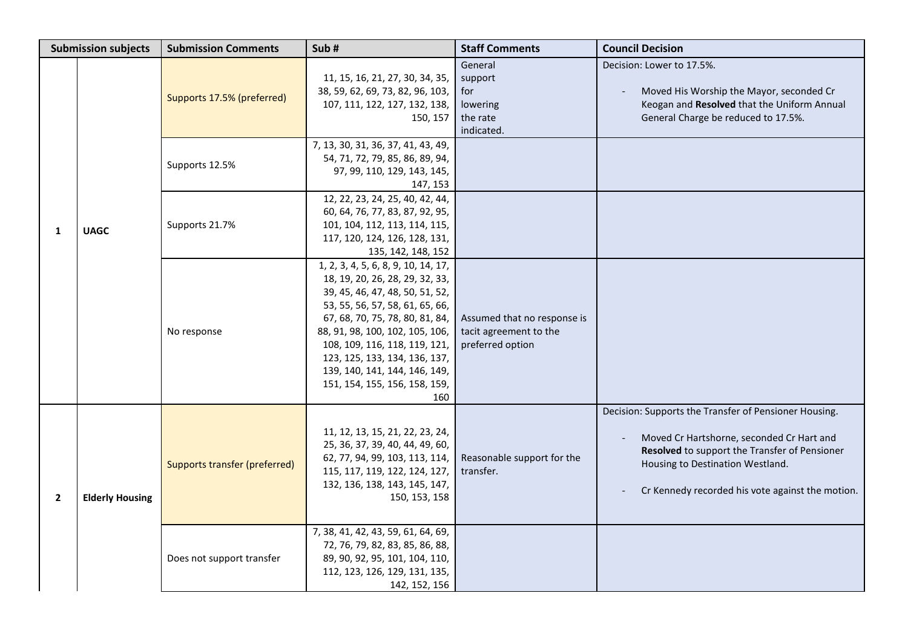| Submission subjects | | Submission Comments | Sub # | Staff Comments | Council Decision |
|---|---|---|---|---|---|
| 1 | UAGC | Supports 17.5% (preferred) | 11, 15, 16, 21, 27, 30, 34, 35, 38, 59, 62, 69, 73, 82, 96, 103, 107, 111, 122, 127, 132, 138, 150, 157 | General support for lowering the rate indicated. | Decision: Lower to 17.5%.<br><br>- Moved His Worship the Mayor, seconded Cr Keogan and **Resolved** that the Uniform Annual General Charge be reduced to 17.5%. |
| | | Supports 12.5% | 7, 13, 30, 31, 36, 37, 41, 43, 49, 54, 71, 72, 79, 85, 86, 89, 94, 97, 99, 110, 129, 143, 145, 147, 153 | | |
| | | Supports 21.7% | 12, 22, 23, 24, 25, 40, 42, 44, 60, 64, 76, 77, 83, 87, 92, 95, 101, 104, 112, 113, 114, 115, 117, 120, 124, 126, 128, 131, 135, 142, 148, 152 | | |
| | | No response | 1, 2, 3, 4, 5, 6, 8, 9, 10, 14, 17, 18, 19, 20, 26, 28, 29, 32, 33, 39, 45, 46, 47, 48, 50, 51, 52, 53, 55, 56, 57, 58, 61, 65, 66, 67, 68, 70, 75, 78, 80, 81, 84, 88, 91, 98, 100, 102, 105, 106, 108, 109, 116, 118, 119, 121, 123, 125, 133, 134, 136, 137, 139, 140, 141, 144, 146, 149, 151, 154, 155, 156, 158, 159, 160 | Assumed that no response is tacit agreement to the preferred option | |
| 2 | Elderly Housing | Supports transfer (preferred) | 11, 12, 13, 15, 21, 22, 23, 24, 25, 36, 37, 39, 40, 44, 49, 60, 62, 77, 94, 99, 103, 113, 114, 115, 117, 119, 122, 124, 127, 132, 136, 138, 143, 145, 147, 150, 153, 158 | Reasonable support for the transfer. | Decision: Supports the Transfer of Pensioner Housing.<br><br>- Moved Cr Hartshorne, seconded Cr Hart and **Resolved** to support the Transfer of Pensioner Housing to Destination Westland.<br><br>- Cr Kennedy recorded his vote against the motion. |
| | | Does not support transfer | 7, 38, 41, 42, 43, 59, 61, 64, 69, 72, 76, 79, 82, 83, 85, 86, 88, 89, 90, 92, 95, 101, 104, 110, 112, 123, 126, 129, 131, 135, 142, 152, 156 | | |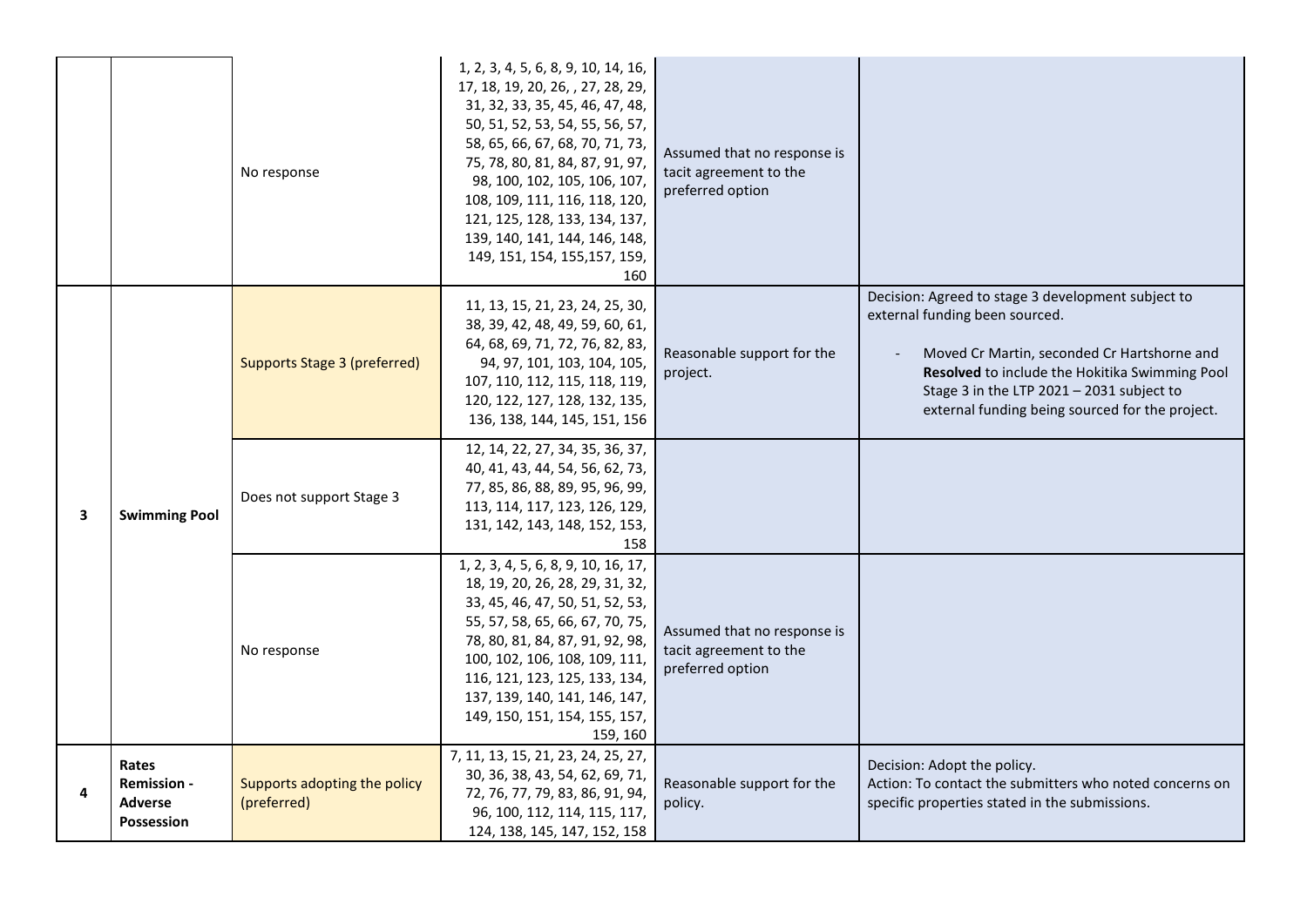| | | | | | |
|---|---|---|---|---|---|
| | | No response | 1, 2, 3, 4, 5, 6, 8, 9, 10, 14, 16, 17, 18, 19, 20, 26, , 27, 28, 29, 31, 32, 33, 35, 45, 46, 47, 48, 50, 51, 52, 53, 54, 55, 56, 57, 58, 65, 66, 67, 68, 70, 71, 73, 75, 78, 80, 81, 84, 87, 91, 97, 98, 100, 102, 105, 106, 107, 108, 109, 111, 116, 118, 120, 121, 125, 128, 133, 134, 137, 139, 140, 141, 144, 146, 148, 149, 151, 154, 155,157, 159, 160 | Assumed that no response is tacit agreement to the preferred option | |
| **3** | **Swimming Pool** | Supports Stage 3 (preferred) | 11, 13, 15, 21, 23, 24, 25, 30, 38, 39, 42, 48, 49, 59, 60, 61, 64, 68, 69, 71, 72, 76, 82, 83, 94, 97, 101, 103, 104, 105, 107, 110, 112, 115, 118, 119, 120, 122, 127, 128, 132, 135, 136, 138, 144, 145, 151, 156 | Reasonable support for the project. | Decision: Agreed to stage 3 development subject to external funding been sourced.<br><br>- Moved Cr Martin, seconded Cr Hartshorne and **Resolved** to include the Hokitika Swimming Pool Stage 3 in the LTP 2021 – 2031 subject to external funding being sourced for the project. |
| | | Does not support Stage 3 | 12, 14, 22, 27, 34, 35, 36, 37, 40, 41, 43, 44, 54, 56, 62, 73, 77, 85, 86, 88, 89, 95, 96, 99, 113, 114, 117, 123, 126, 129, 131, 142, 143, 148, 152, 153, 158 | | |
| | | No response | 1, 2, 3, 4, 5, 6, 8, 9, 10, 16, 17, 18, 19, 20, 26, 28, 29, 31, 32, 33, 45, 46, 47, 50, 51, 52, 53, 55, 57, 58, 65, 66, 67, 70, 75, 78, 80, 81, 84, 87, 91, 92, 98, 100, 102, 106, 108, 109, 111, 116, 121, 123, 125, 133, 134, 137, 139, 140, 141, 146, 147, 149, 150, 151, 154, 155, 157, 159, 160 | Assumed that no response is tacit agreement to the preferred option | |
| **4** | **Rates Remission - Adverse Possession** | Supports adopting the policy (preferred) | 7, 11, 13, 15, 21, 23, 24, 25, 27, 30, 36, 38, 43, 54, 62, 69, 71, 72, 76, 77, 79, 83, 86, 91, 94, 96, 100, 112, 114, 115, 117, 124, 138, 145, 147, 152, 158 | Reasonable support for the policy. | Decision: Adopt the policy.<br>Action: To contact the submitters who noted concerns on specific properties stated in the submissions. |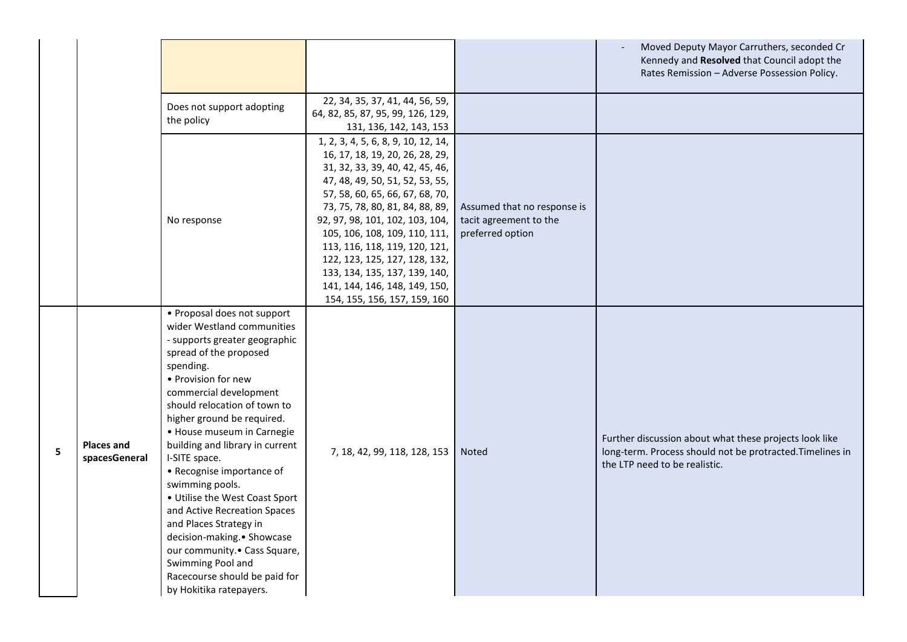| | | | | | |
|---|---|---|---|---|---|
| | | | | | - Moved Deputy Mayor Carruthers, seconded Cr Kennedy and **Resolved** that Council adopt the Rates Remission – Adverse Possession Policy. |
| | | Does not support adopting the policy | 22, 34, 35, 37, 41, 44, 56, 59, 64, 82, 85, 87, 95, 99, 126, 129, 131, 136, 142, 143, 153 | | |
| | | No response | 1, 2, 3, 4, 5, 6, 8, 9, 10, 12, 14, 16, 17, 18, 19, 20, 26, 28, 29, 31, 32, 33, 39, 40, 42, 45, 46, 47, 48, 49, 50, 51, 52, 53, 55, 57, 58, 60, 65, 66, 67, 68, 70, 73, 75, 78, 80, 81, 84, 88, 89, 92, 97, 98, 101, 102, 103, 104, 105, 106, 108, 109, 110, 111, 113, 116, 118, 119, 120, 121, 122, 123, 125, 127, 128, 132, 133, 134, 135, 137, 139, 140, 141, 144, 146, 148, 149, 150, 154, 155, 156, 157, 159, 160 | Assumed that no response is tacit agreement to the preferred option | |
| **5** | **Places and spacesGeneral** | • Proposal does not support wider Westland communities - supports greater geographic spread of the proposed spending.<br>• Provision for new commercial development should relocation of town to higher ground be required.<br>• House museum in Carnegie building and library in current I-SITE space.<br>• Recognise importance of swimming pools.<br>• Utilise the West Coast Sport and Active Recreation Spaces and Places Strategy in decision-making.• Showcase our community.• Cass Square, Swimming Pool and Racecourse should be paid for by Hokitika ratepayers. | 7, 18, 42, 99, 118, 128, 153 | Noted | Further discussion about what these projects look like long-term. Process should not be protracted.Timelines in the LTP need to be realistic. |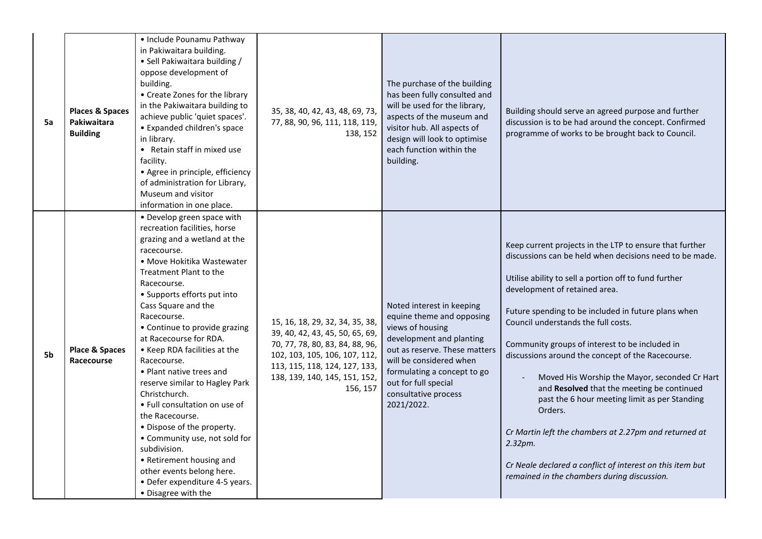| | | | | | |
|---|---|---|---|---|---|
| 5a | **Places & Spaces Pakiwaitara Building** | • Include Pounamu Pathway in Pakiwaitara building.<br>• Sell Pakiwaitara building / oppose development of building.<br>• Create Zones for the library in the Pakiwaitara building to achieve public 'quiet spaces'.<br>• Expanded children's space in library.<br>• Retain staff in mixed use facility.<br>• Agree in principle, efficiency of administration for Library, Museum and visitor information in one place. | 35, 38, 40, 42, 43, 48, 69, 73, 77, 88, 90, 96, 111, 118, 119, 138, 152 | The purchase of the building has been fully consulted and will be used for the library, aspects of the museum and visitor hub. All aspects of design will look to optimise each function within the building. | Building should serve an agreed purpose and further discussion is to be had around the concept. Confirmed programme of works to be brought back to Council. |
| 5b | **Place & Spaces Racecourse** | • Develop green space with recreation facilities, horse grazing and a wetland at the racecourse.<br>• Move Hokitika Wastewater Treatment Plant to the Racecourse.<br>• Supports efforts put into Cass Square and the Racecourse.<br>• Continue to provide grazing at Racecourse for RDA.<br>• Keep RDA facilities at the Racecourse.<br>• Plant native trees and reserve similar to Hagley Park Christchurch.<br>• Full consultation on use of the Racecourse.<br>• Dispose of the property.<br>• Community use, not sold for subdivision.<br>• Retirement housing and other events belong here.<br>• Defer expenditure 4-5 years.<br>• Disagree with the | 15, 16, 18, 29, 32, 34, 35, 38, 39, 40, 42, 43, 45, 50, 65, 69, 70, 77, 78, 80, 83, 84, 88, 96, 102, 103, 105, 106, 107, 112, 113, 115, 118, 124, 127, 133, 138, 139, 140, 145, 151, 152, 156, 157 | Noted interest in keeping equine theme and opposing views of housing development and planting out as reserve. These matters will be considered when formulating a concept to go out for full special consultative process 2021/2022. | Keep current projects in the LTP to ensure that further discussions can be held when decisions need to be made.<br><br>Utilise ability to sell a portion off to fund further development of retained area.<br><br>Future spending to be included in future plans when Council understands the full costs.<br><br>Community groups of interest to be included in discussions around the concept of the Racecourse.<br><br>- Moved His Worship the Mayor, seconded Cr Hart and **Resolved** that the meeting be continued past the 6 hour meeting limit as per Standing Orders.<br><br>*Cr Martin left the chambers at 2.27pm and returned at 2.32pm.*<br><br>*Cr Neale declared a conflict of interest on this item but remained in the chambers during discussion.* |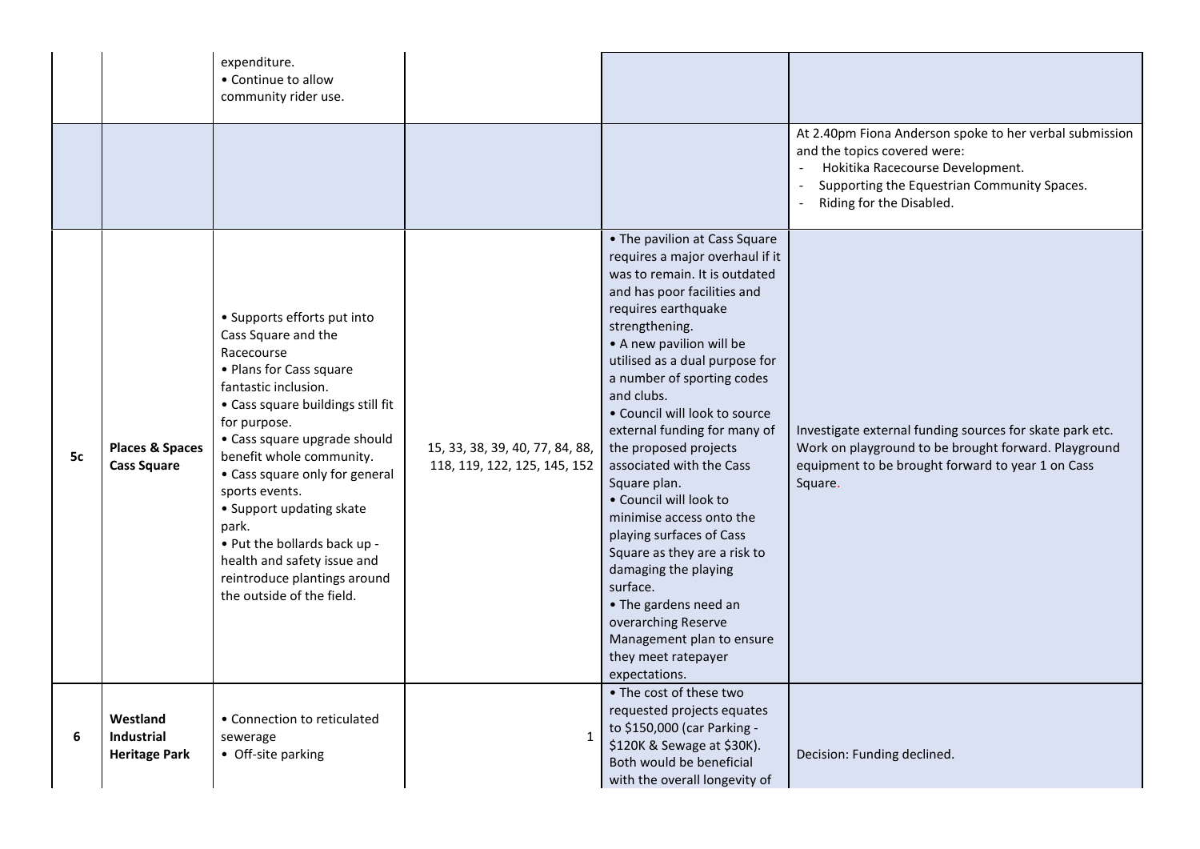| | | | | | |
|---|---|---|---|---|---|
| | | expenditure.<br>• Continue to allow community rider use. | | | |
| | | | | | At 2.40pm Fiona Anderson spoke to her verbal submission and the topics covered were:<br>- Hokitika Racecourse Development.<br>- Supporting the Equestrian Community Spaces.<br>- Riding for the Disabled. |
| 5c | **Places & Spaces Cass Square** | • Supports efforts put into Cass Square and the Racecourse<br>• Plans for Cass square fantastic inclusion.<br>• Cass square buildings still fit for purpose.<br>• Cass square upgrade should benefit whole community.<br>• Cass square only for general sports events.<br>• Support updating skate park.<br>• Put the bollards back up - health and safety issue and reintroduce plantings around the outside of the field. | 15, 33, 38, 39, 40, 77, 84, 88, 118, 119, 122, 125, 145, 152 | • The pavilion at Cass Square requires a major overhaul if it was to remain. It is outdated and has poor facilities and requires earthquake strengthening.<br>• A new pavilion will be utilised as a dual purpose for a number of sporting codes and clubs.<br>• Council will look to source external funding for many of the proposed projects associated with the Cass Square plan.<br>• Council will look to minimise access onto the playing surfaces of Cass Square as they are a risk to damaging the playing surface.<br>• The gardens need an overarching Reserve Management plan to ensure they meet ratepayer expectations. | Investigate external funding sources for skate park etc. Work on playground to be brought forward. Playground equipment to be brought forward to year 1 on Cass Square. |
| 6 | **Westland Industrial Heritage Park** | • Connection to reticulated sewerage<br>• Off-site parking | 1 | • The cost of these two requested projects equates to $150,000 (car Parking - $120K & Sewage at $30K). Both would be beneficial with the overall longevity of | Decision: Funding declined. |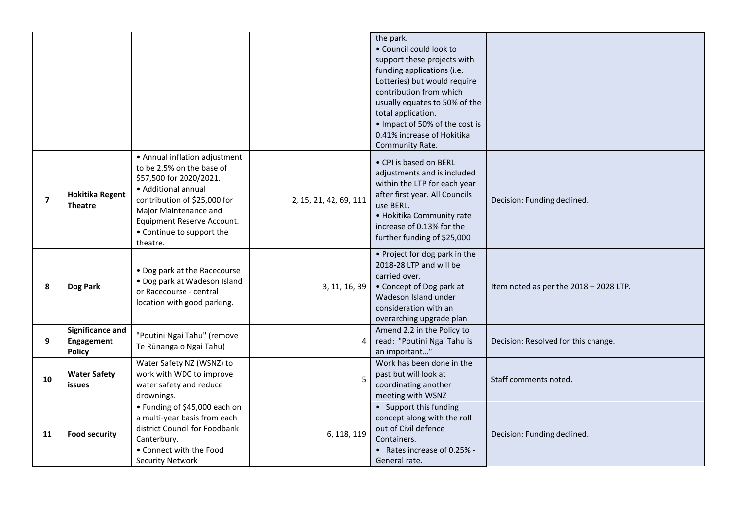| | | | | | |
|---|---|---|---|---|---|
| | | | | the park.<br>• Council could look to support these projects with funding applications (i.e. Lotteries) but would require contribution from which usually equates to 50% of the total application.<br>• Impact of 50% of the cost is 0.41% increase of Hokitika Community Rate. | |
| **7** | **Hokitika Regent Theatre** | • Annual inflation adjustment to be 2.5% on the base of $57,500 for 2020/2021.<br>• Additional annual contribution of $25,000 for Major Maintenance and Equipment Reserve Account.<br>• Continue to support the theatre. | 2, 15, 21, 42, 69, 111 | • CPI is based on BERL adjustments and is included within the LTP for each year after first year. All Councils use BERL.<br>• Hokitika Community rate increase of 0.13% for the further funding of $25,000 | Decision: Funding declined. |
| **8** | **Dog Park** | • Dog park at the Racecourse<br>• Dog park at Wadeson Island or Racecourse - central location with good parking. | 3, 11, 16, 39 | • Project for dog park in the 2018-28 LTP and will be carried over.<br>• Concept of Dog park at Wadeson Island under consideration with an overarching upgrade plan | Item noted as per the 2018 – 2028 LTP. |
| **9** | **Significance and Engagement Policy** | "Poutini Ngai Tahu" (remove Te Rūnanga o Ngai Tahu) | 4 | Amend 2.2 in the Policy to read: "Poutini Ngai Tahu is an important…" | Decision: Resolved for this change. |
| **10** | **Water Safety issues** | Water Safety NZ (WSNZ) to work with WDC to improve water safety and reduce drownings. | 5 | Work has been done in the past but will look at coordinating another meeting with WSNZ | Staff comments noted. |
| **11** | **Food security** | • Funding of $45,000 each on a multi-year basis from each district Council for Foodbank Canterbury.<br>• Connect with the Food Security Network | 6, 118, 119 | • Support this funding concept along with the roll out of Civil defence Containers.<br>• Rates increase of 0.25% - General rate. | Decision: Funding declined. |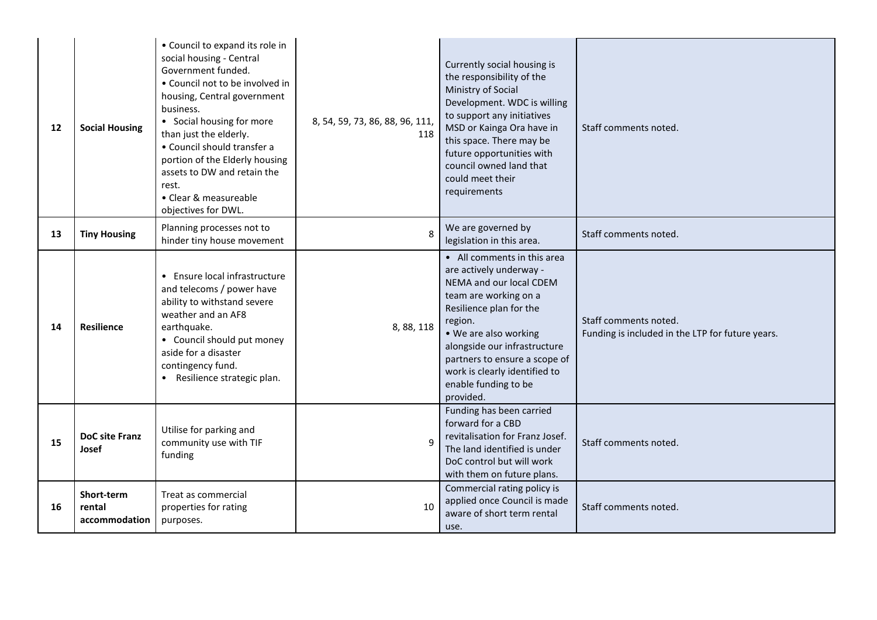| 12 | **Social Housing** | • Council to expand its role in social housing - Central Government funded.<br>• Council not to be involved in housing, Central government business.<br>• Social housing for more than just the elderly.<br>• Council should transfer a portion of the Elderly housing assets to DW and retain the rest.<br>• Clear & measureable objectives for DWL. | 8, 54, 59, 73, 86, 88, 96, 111, 118 | Currently social housing is the responsibility of the Ministry of Social Development. WDC is willing to support any initiatives MSD or Kainga Ora have in this space. There may be future opportunities with council owned land that could meet their requirements | Staff comments noted. |
|---|---|---|---|---|---|
| 13 | **Tiny Housing** | Planning processes not to hinder tiny house movement | 8 | We are governed by legislation in this area. | Staff comments noted. |
| 14 | **Resilience** | • Ensure local infrastructure and telecoms / power have ability to withstand severe weather and an AF8 earthquake.<br>• Council should put money aside for a disaster contingency fund.<br>• Resilience strategic plan. | 8, 88, 118 | • All comments in this area are actively underway - NEMA and our local CDEM team are working on a Resilience plan for the region.<br>• We are also working alongside our infrastructure partners to ensure a scope of work is clearly identified to enable funding to be provided. | Staff comments noted.<br>Funding is included in the LTP for future years. |
| 15 | **DoC site Franz Josef** | Utilise for parking and community use with TIF funding | 9 | Funding has been carried forward for a CBD revitalisation for Franz Josef. The land identified is under DoC control but will work with them on future plans. | Staff comments noted. |
| 16 | **Short-term rental accommodation** | Treat as commercial properties for rating purposes. | 10 | Commercial rating policy is applied once Council is made aware of short term rental use. | Staff comments noted. |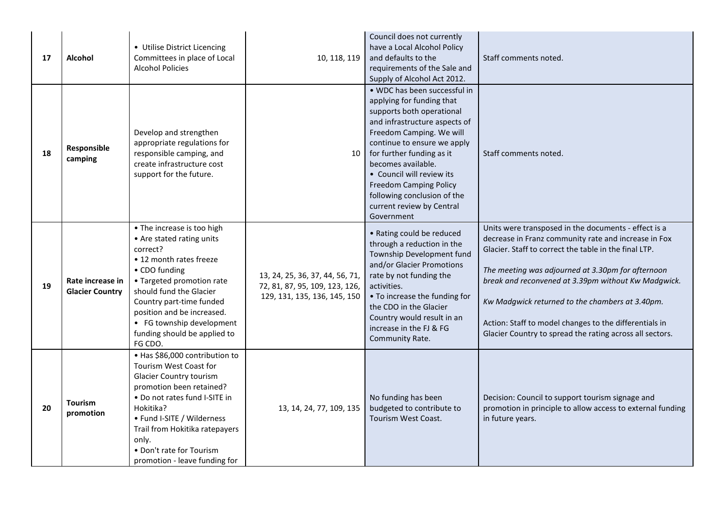| 17 | **Alcohol** | • Utilise District Licencing Committees in place of Local Alcohol Policies | 10, 118, 119 | Council does not currently have a Local Alcohol Policy and defaults to the requirements of the Sale and Supply of Alcohol Act 2012. | Staff comments noted. |
|---|---|---|---|---|---|
| 18 | **Responsible camping** | Develop and strengthen appropriate regulations for responsible camping, and create infrastructure cost support for the future. | 10 | • WDC has been successful in applying for funding that supports both operational and infrastructure aspects of Freedom Camping. We will continue to ensure we apply for further funding as it becomes available.<br>• Council will review its Freedom Camping Policy following conclusion of the current review by Central Government | Staff comments noted. |
| 19 | **Rate increase in Glacier Country** | • The increase is too high<br>• Are stated rating units correct?<br>• 12 month rates freeze<br>• CDO funding<br>• Targeted promotion rate should fund the Glacier Country part-time funded position and be increased.<br>• FG township development funding should be applied to FG CDO. | 13, 24, 25, 36, 37, 44, 56, 71, 72, 81, 87, 95, 109, 123, 126, 129, 131, 135, 136, 145, 150 | • Rating could be reduced through a reduction in the Township Development fund and/or Glacier Promotions rate by not funding the activities.<br>• To increase the funding for the CDO in the Glacier Country would result in an increase in the FJ & FG Community Rate. | Units were transposed in the documents - effect is a decrease in Franz community rate and increase in Fox Glacier. Staff to correct the table in the final LTP.<br><br>*The meeting was adjourned at 3.30pm for afternoon break and reconvened at 3.39pm without Kw Madgwick.*<br><br>*Kw Madgwick returned to the chambers at 3.40pm.*<br><br>Action: Staff to model changes to the differentials in Glacier Country to spread the rating across all sectors. |
| 20 | **Tourism promotion** | • Has $86,000 contribution to Tourism West Coast for Glacier Country tourism promotion been retained?<br>• Do not rates fund I-SITE in Hokitika?<br>• Fund I-SITE / Wilderness Trail from Hokitika ratepayers only.<br>• Don't rate for Tourism promotion - leave funding for | 13, 14, 24, 77, 109, 135 | No funding has been budgeted to contribute to Tourism West Coast. | Decision: Council to support tourism signage and promotion in principle to allow access to external funding in future years. |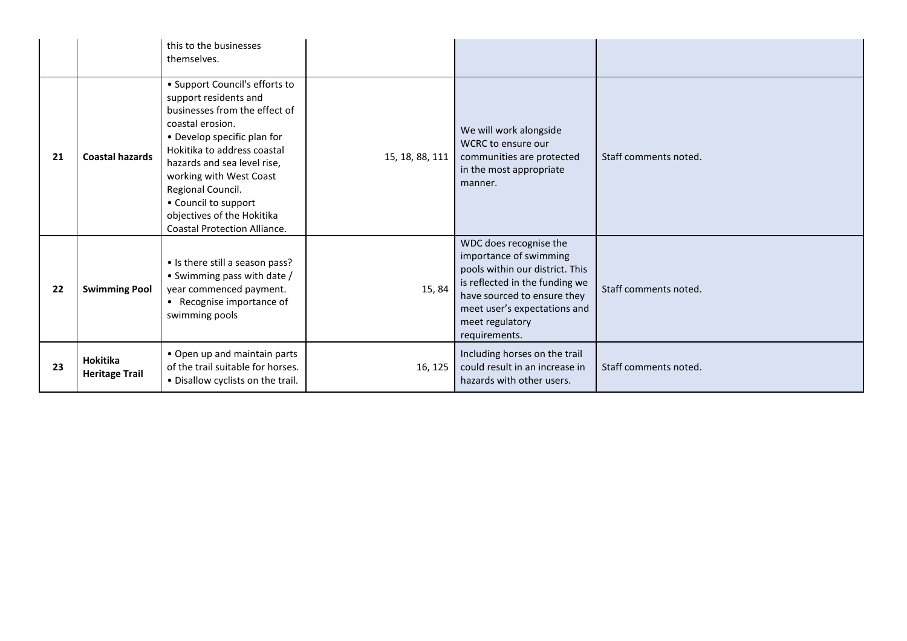|  |  |  |  |  |  |
|---|---|---|---|---|---|
|  |  | this to the businesses themselves. |  |  |  |
| 21 | **Coastal hazards** | • Support Council's efforts to support residents and businesses from the effect of coastal erosion.<br>• Develop specific plan for Hokitika to address coastal hazards and sea level rise, working with West Coast Regional Council.<br>• Council to support objectives of the Hokitika Coastal Protection Alliance. | 15, 18, 88, 111 | We will work alongside WCRC to ensure our communities are protected in the most appropriate manner. | Staff comments noted. |
| 22 | **Swimming Pool** | • Is there still a season pass?<br>• Swimming pass with date / year commenced payment.<br>• Recognise importance of swimming pools | 15, 84 | WDC does recognise the importance of swimming pools within our district. This is reflected in the funding we have sourced to ensure they meet user's expectations and meet regulatory requirements. | Staff comments noted. |
| 23 | **Hokitika Heritage Trail** | • Open up and maintain parts of the trail suitable for horses.<br>• Disallow cyclists on the trail. | 16, 125 | Including horses on the trail could result in an increase in hazards with other users. | Staff comments noted. |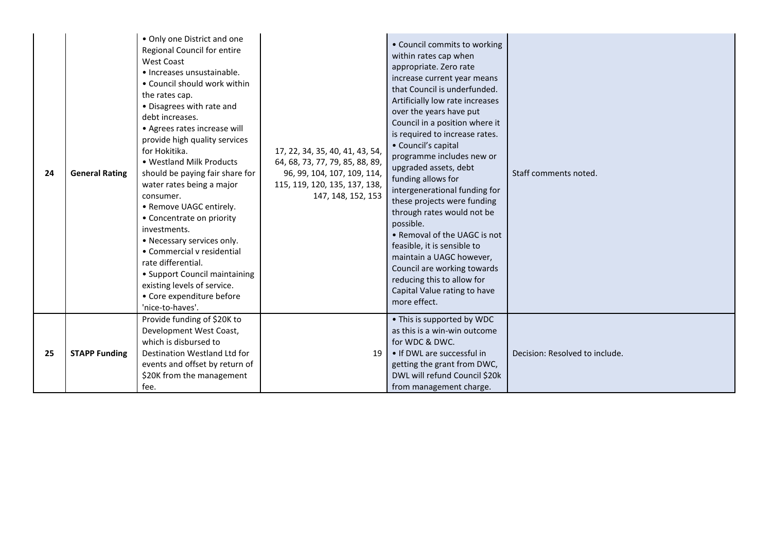| | | | | | |
|---|---|---|---|---|---|
| 24 | **General Rating** | • Only one District and one Regional Council for entire West Coast<br>• Increases unsustainable.<br>• Council should work within the rates cap.<br>• Disagrees with rate and debt increases.<br>• Agrees rates increase will provide high quality services for Hokitika.<br>• Westland Milk Products should be paying fair share for water rates being a major consumer.<br>• Remove UAGC entirely.<br>• Concentrate on priority investments.<br>• Necessary services only.<br>• Commercial v residential rate differential.<br>• Support Council maintaining existing levels of service.<br>• Core expenditure before 'nice-to-haves'. | 17, 22, 34, 35, 40, 41, 43, 54, 64, 68, 73, 77, 79, 85, 88, 89, 96, 99, 104, 107, 109, 114, 115, 119, 120, 135, 137, 138, 147, 148, 152, 153 | • Council commits to working within rates cap when appropriate. Zero rate increase current year means that Council is underfunded. Artificially low rate increases over the years have put Council in a position where it is required to increase rates.<br>• Council's capital programme includes new or upgraded assets, debt funding allows for intergenerational funding for these projects were funding through rates would not be possible.<br>• Removal of the UAGC is not feasible, it is sensible to maintain a UAGC however, Council are working towards reducing this to allow for Capital Value rating to have more effect. | Staff comments noted. |
| 25 | **STAPP Funding** | Provide funding of $20K to Development West Coast, which is disbursed to Destination Westland Ltd for events and offset by return of $20K from the management fee. | 19 | • This is supported by WDC as this is a win-win outcome for WDC & DWC.<br>• If DWL are successful in getting the grant from DWC, DWL will refund Council $20k from management charge. | Decision: Resolved to include. |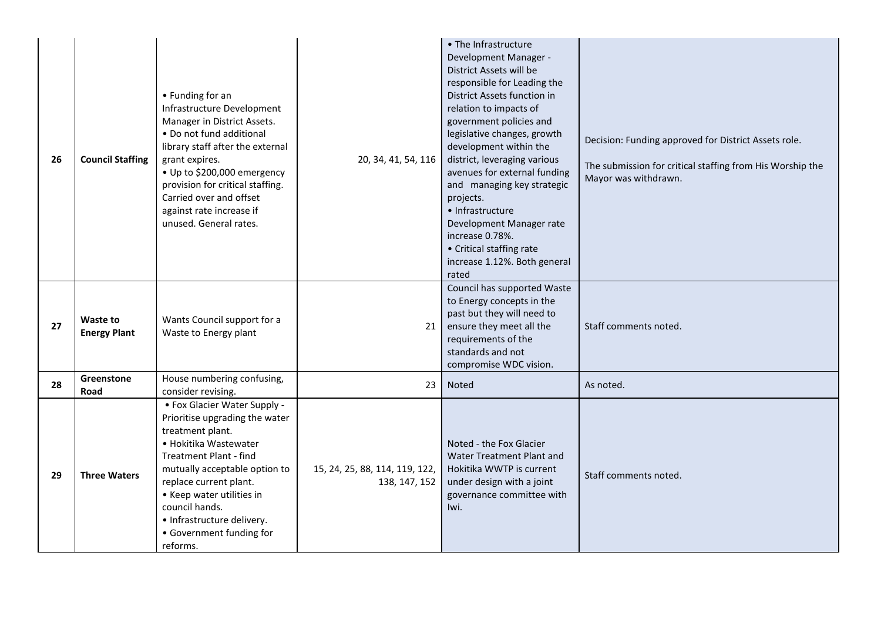| 26 | **Council Staffing** | • Funding for an Infrastructure Development Manager in District Assets.<br>• Do not fund additional library staff after the external grant expires.<br>• Up to $200,000 emergency provision for critical staffing. Carried over and offset against rate increase if unused. General rates. | 20, 34, 41, 54, 116 | • The Infrastructure Development Manager - District Assets will be responsible for Leading the District Assets function in relation to impacts of government policies and legislative changes, growth development within the district, leveraging various avenues for external funding and managing key strategic projects.<br>• Infrastructure Development Manager rate increase 0.78%.<br>• Critical staffing rate increase 1.12%. Both general rated | Decision: Funding approved for District Assets role.<br><br>The submission for critical staffing from His Worship the Mayor was withdrawn. |
|---|---|---|---|---|---|
| 27 | **Waste to Energy Plant** | Wants Council support for a Waste to Energy plant | 21 | Council has supported Waste to Energy concepts in the past but they will need to ensure they meet all the requirements of the standards and not compromise WDC vision. | Staff comments noted. |
| 28 | **Greenstone Road** | House numbering confusing, consider revising. | 23 | Noted | As noted. |
| 29 | **Three Waters** | • Fox Glacier Water Supply - Prioritise upgrading the water treatment plant.<br>• Hokitika Wastewater Treatment Plant - find mutually acceptable option to replace current plant.<br>• Keep water utilities in council hands.<br>• Infrastructure delivery.<br>• Government funding for reforms. | 15, 24, 25, 88, 114, 119, 122, 138, 147, 152 | Noted - the Fox Glacier Water Treatment Plant and Hokitika WWTP is current under design with a joint governance committee with Iwi. | Staff comments noted. |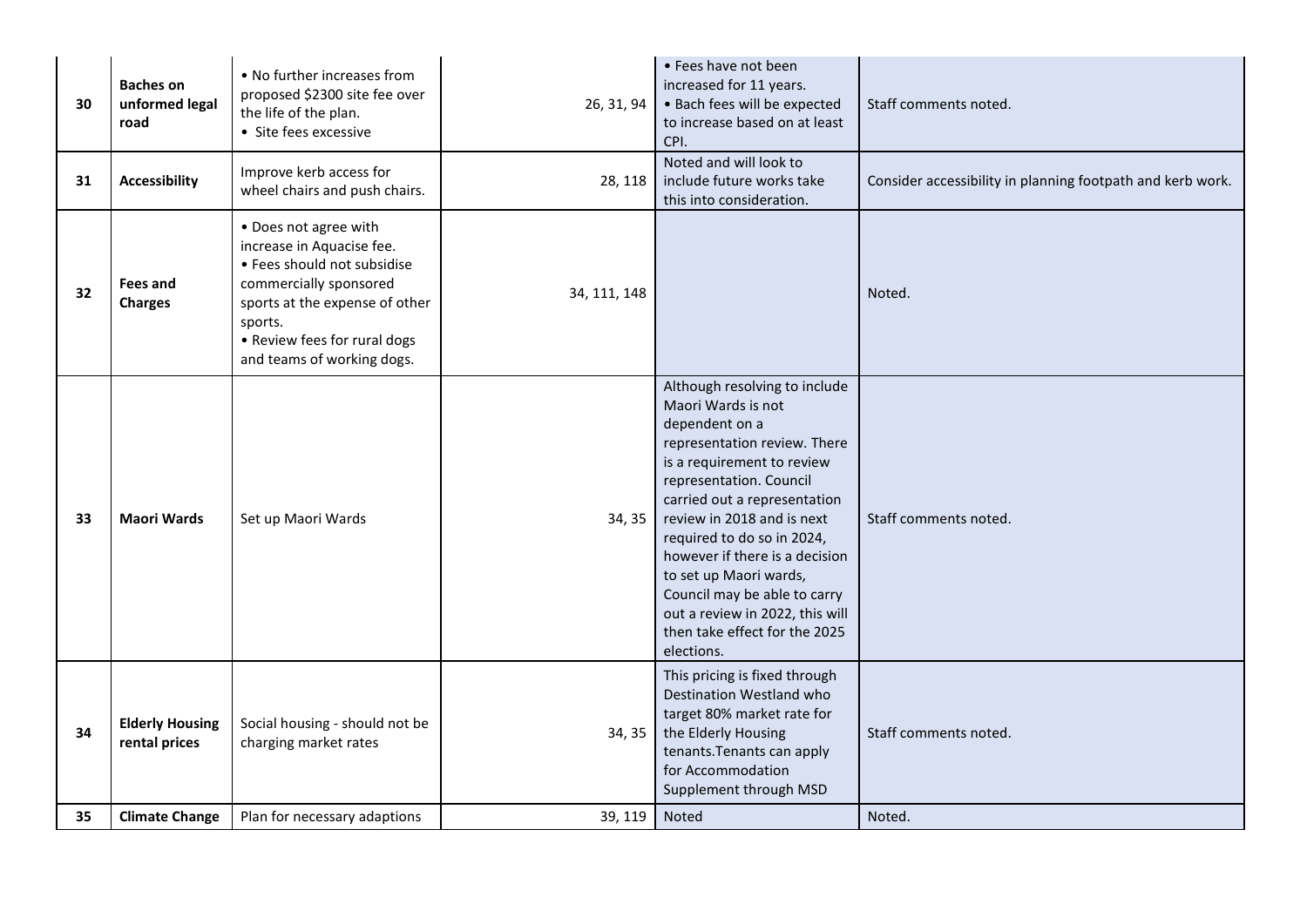| | | | | | |
|---|---|---|---|---|---|
| 30 | **Baches on unformed legal road** | • No further increases from proposed $2300 site fee over the life of the plan.<br>• Site fees excessive | 26, 31, 94 | • Fees have not been increased for 11 years.<br>• Bach fees will be expected to increase based on at least CPI. | Staff comments noted. |
| 31 | **Accessibility** | Improve kerb access for wheel chairs and push chairs. | 28, 118 | Noted and will look to include future works take this into consideration. | Consider accessibility in planning footpath and kerb work. |
| 32 | **Fees and Charges** | • Does not agree with increase in Aquacise fee.<br>• Fees should not subsidise commercially sponsored sports at the expense of other sports.<br>• Review fees for rural dogs and teams of working dogs. | 34, 111, 148 | | Noted. |
| 33 | **Maori Wards** | Set up Maori Wards | 34, 35 | Although resolving to include Maori Wards is not dependent on a representation review. There is a requirement to review representation. Council carried out a representation review in 2018 and is next required to do so in 2024, however if there is a decision to set up Maori wards, Council may be able to carry out a review in 2022, this will then take effect for the 2025 elections. | Staff comments noted. |
| 34 | **Elderly Housing rental prices** | Social housing - should not be charging market rates | 34, 35 | This pricing is fixed through Destination Westland who target 80% market rate for the Elderly Housing tenants.Tenants can apply for Accommodation Supplement through MSD | Staff comments noted. |
| 35 | **Climate Change** | Plan for necessary adaptions | 39, 119 | Noted | Noted. |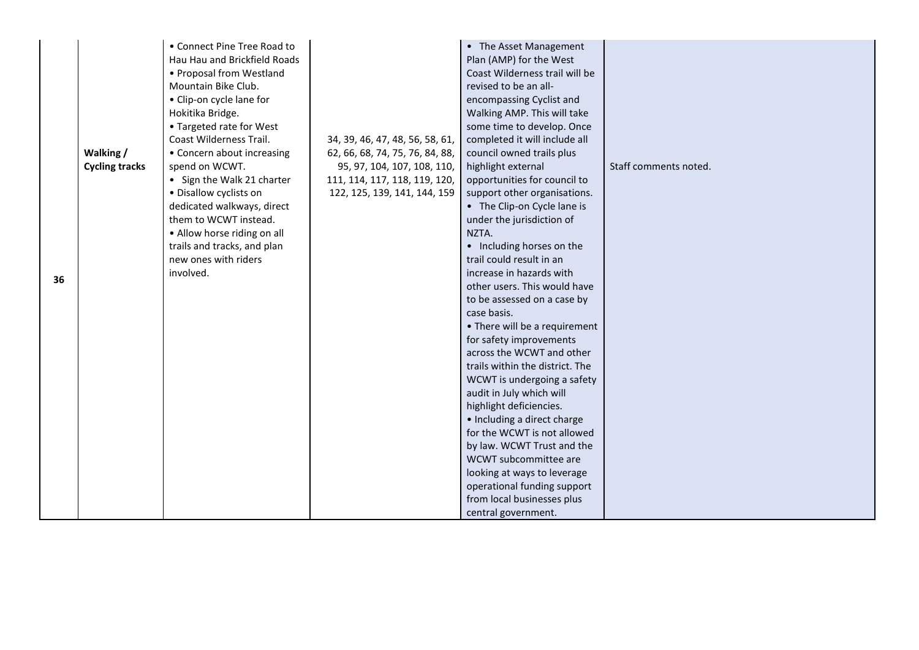| | | | | | |
|---|---|---|---|---|---|
| 36 | **Walking / Cycling tracks** | • Connect Pine Tree Road to Hau Hau and Brickfield Roads<br>• Proposal from Westland Mountain Bike Club.<br>• Clip-on cycle lane for Hokitika Bridge.<br>• Targeted rate for West Coast Wilderness Trail.<br>• Concern about increasing spend on WCWT.<br>• Sign the Walk 21 charter<br>• Disallow cyclists on dedicated walkways, direct them to WCWT instead.<br>• Allow horse riding on all trails and tracks, and plan new ones with riders involved. | 34, 39, 46, 47, 48, 56, 58, 61, 62, 66, 68, 74, 75, 76, 84, 88, 95, 97, 104, 107, 108, 110, 111, 114, 117, 118, 119, 120, 122, 125, 139, 141, 144, 159 | • The Asset Management Plan (AMP) for the West Coast Wilderness trail will be revised to be an all-encompassing Cyclist and Walking AMP. This will take some time to develop. Once completed it will include all council owned trails plus highlight external opportunities for council to support other organisations.<br>• The Clip-on Cycle lane is under the jurisdiction of NZTA.<br>• Including horses on the trail could result in an increase in hazards with other users. This would have to be assessed on a case by case basis.<br>• There will be a requirement for safety improvements across the WCWT and other trails within the district. The WCWT is undergoing a safety audit in July which will highlight deficiencies.<br>• Including a direct charge for the WCWT is not allowed by law. WCWT Trust and the WCWT subcommittee are looking at ways to leverage operational funding support from local businesses plus central government. | Staff comments noted. |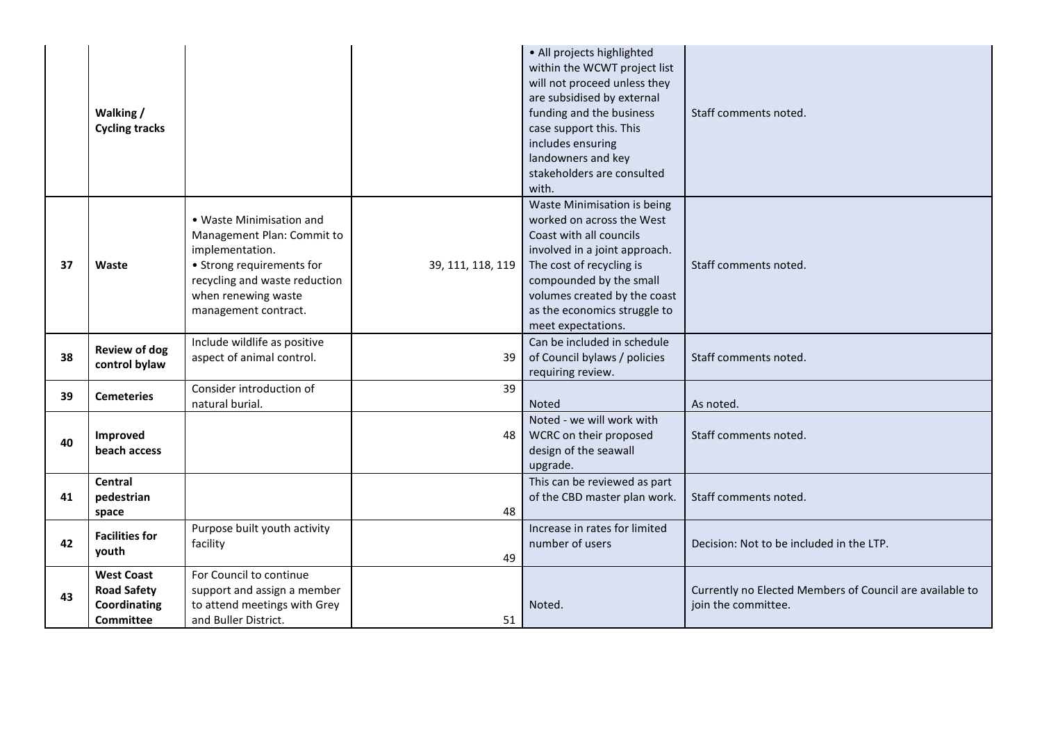|  |  |  |  |  |  |
|---|---|---|---|---|---|
|  | **Walking / Cycling tracks** |  |  | • All projects highlighted within the WCWT project list will not proceed unless they are subsidised by external funding and the business case support this. This includes ensuring landowners and key stakeholders are consulted with. | Staff comments noted. |
| **37** | **Waste** | • Waste Minimisation and Management Plan: Commit to implementation.<br>• Strong requirements for recycling and waste reduction when renewing waste management contract. | 39, 111, 118, 119 | Waste Minimisation is being worked on across the West Coast with all councils involved in a joint approach. The cost of recycling is compounded by the small volumes created by the coast as the economics struggle to meet expectations. | Staff comments noted. |
| **38** | **Review of dog control bylaw** | Include wildlife as positive aspect of animal control. | 39 | Can be included in schedule of Council bylaws / policies requiring review. | Staff comments noted. |
| **39** | **Cemeteries** | Consider introduction of natural burial. | 39 | Noted | As noted. |
| **40** | **Improved beach access** |  | 48 | Noted - we will work with WCRC on their proposed design of the seawall upgrade. | Staff comments noted. |
| **41** | **Central pedestrian space** |  | 48 | This can be reviewed as part of the CBD master plan work. | Staff comments noted. |
| **42** | **Facilities for youth** | Purpose built youth activity facility | 49 | Increase in rates for limited number of users | Decision: Not to be included in the LTP. |
| **43** | **West Coast Road Safety Coordinating Committee** | For Council to continue support and assign a member to attend meetings with Grey and Buller District. | 51 | Noted. | Currently no Elected Members of Council are available to join the committee. |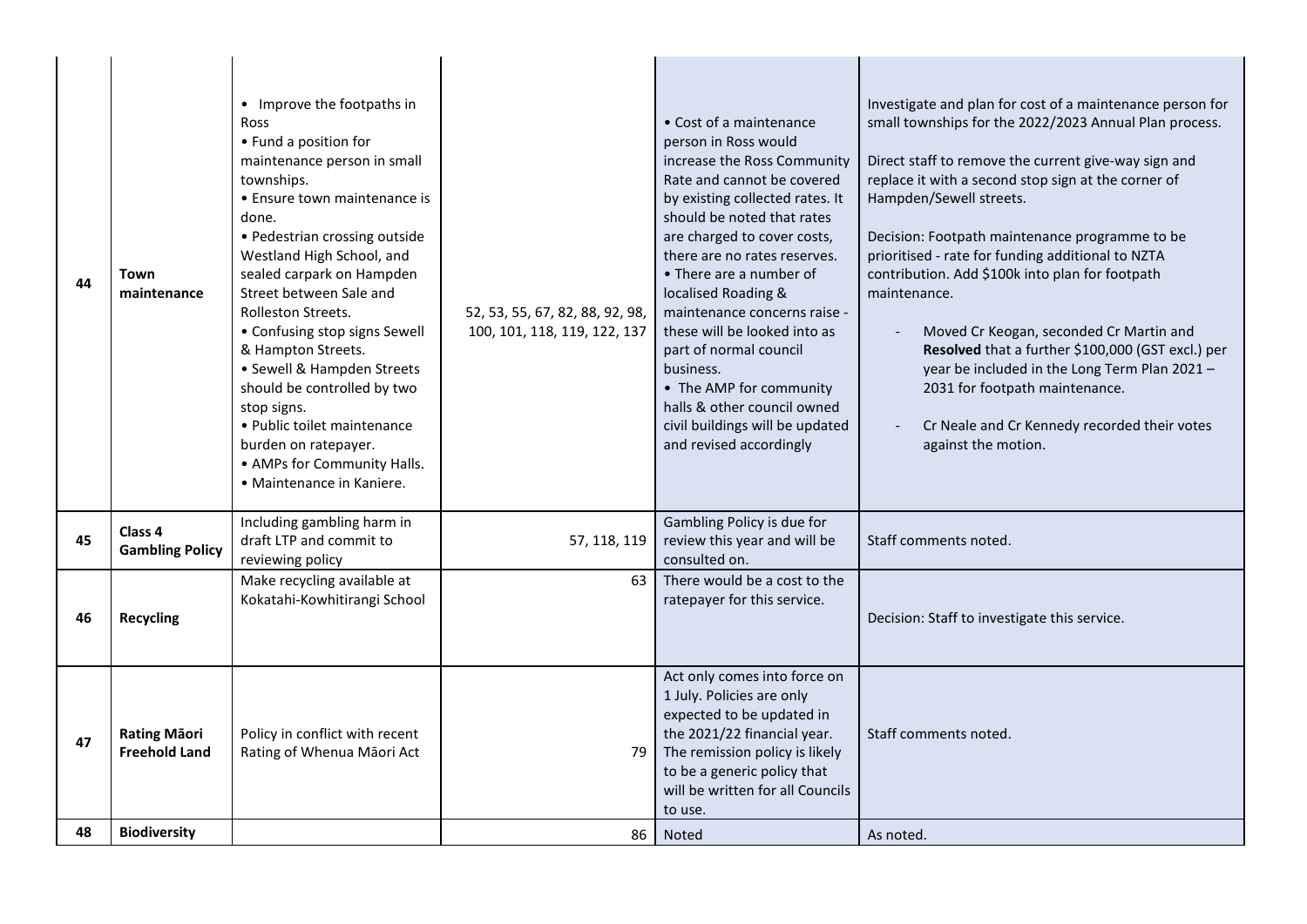| 44 | **Town maintenance** | • Improve the footpaths in Ross<br>• Fund a position for maintenance person in small townships.<br>• Ensure town maintenance is done.<br>• Pedestrian crossing outside Westland High School, and sealed carpark on Hampden Street between Sale and Rolleston Streets.<br>• Confusing stop signs Sewell & Hampton Streets.<br>• Sewell & Hampden Streets should be controlled by two stop signs.<br>• Public toilet maintenance burden on ratepayer.<br>• AMPs for Community Halls.<br>• Maintenance in Kaniere. | 52, 53, 55, 67, 82, 88, 92, 98, 100, 101, 118, 119, 122, 137 | • Cost of a maintenance person in Ross would increase the Ross Community Rate and cannot be covered by existing collected rates. It should be noted that rates are charged to cover costs, there are no rates reserves.<br>• There are a number of localised Roading & maintenance concerns raise - these will be looked into as part of normal council business.<br>• The AMP for community halls & other council owned civil buildings will be updated and revised accordingly | Investigate and plan for cost of a maintenance person for small townships for the 2022/2023 Annual Plan process.<br><br>Direct staff to remove the current give-way sign and replace it with a second stop sign at the corner of Hampden/Sewell streets.<br><br>Decision: Footpath maintenance programme to be prioritised - rate for funding additional to NZTA contribution. Add $100k into plan for footpath maintenance.<br><br>- Moved Cr Keogan, seconded Cr Martin and **Resolved** that a further $100,000 (GST excl.) per year be included in the Long Term Plan 2021 – 2031 for footpath maintenance.<br><br>- Cr Neale and Cr Kennedy recorded their votes against the motion. |
|---|---|---|---|---|---|
| 45 | **Class 4 Gambling Policy** | Including gambling harm in draft LTP and commit to reviewing policy | 57, 118, 119 | Gambling Policy is due for review this year and will be consulted on. | Staff comments noted. |
| 46 | **Recycling** | Make recycling available at Kokatahi-Kowhitirangi School | 63 | There would be a cost to the ratepayer for this service. | Decision: Staff to investigate this service. |
| 47 | **Rating Māori Freehold Land** | Policy in conflict with recent Rating of Whenua Māori Act | 79 | Act only comes into force on 1 July. Policies are only expected to be updated in the 2021/22 financial year. The remission policy is likely to be a generic policy that will be written for all Councils to use. | Staff comments noted. |
| 48 | **Biodiversity** | | 86 | Noted | As noted. |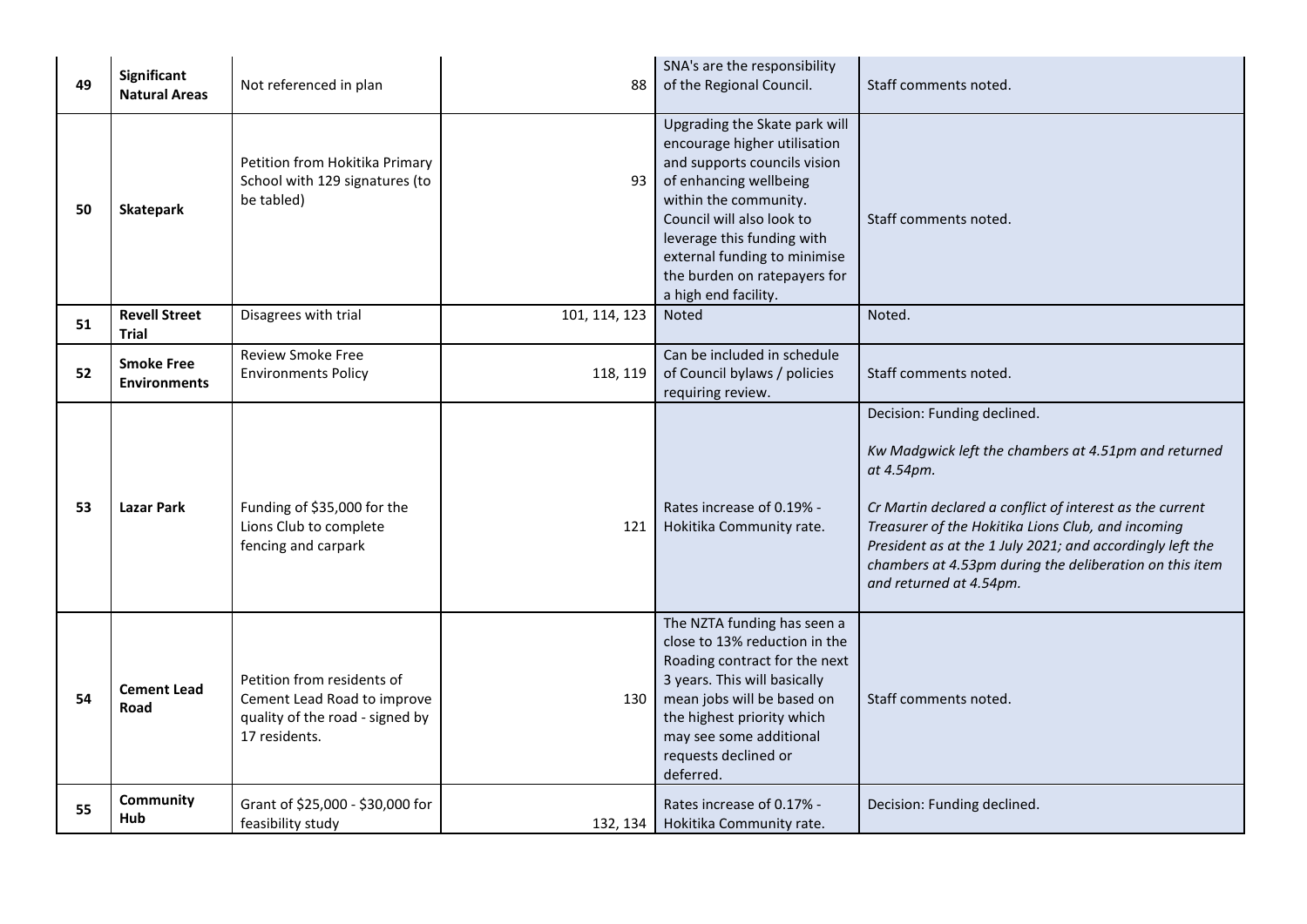| 49 | **Significant Natural Areas** | Not referenced in plan | 88 | SNA's are the responsibility of the Regional Council. | Staff comments noted. |
|---|---|---|---|---|---|
| 50 | **Skatepark** | Petition from Hokitika Primary School with 129 signatures (to be tabled) | 93 | Upgrading the Skate park will encourage higher utilisation and supports councils vision of enhancing wellbeing within the community. Council will also look to leverage this funding with external funding to minimise the burden on ratepayers for a high end facility. | Staff comments noted. |
| 51 | **Revell Street Trial** | Disagrees with trial | 101, 114, 123 | Noted | Noted. |
| 52 | **Smoke Free Environments** | Review Smoke Free Environments Policy | 118, 119 | Can be included in schedule of Council bylaws / policies requiring review. | Staff comments noted. |
| 53 | **Lazar Park** | Funding of $35,000 for the Lions Club to complete fencing and carpark | 121 | Rates increase of 0.19% - Hokitika Community rate. | Decision: Funding declined.<br><br>*Kw Madgwick left the chambers at 4.51pm and returned at 4.54pm.*<br><br>*Cr Martin declared a conflict of interest as the current Treasurer of the Hokitika Lions Club, and incoming President as at the 1 July 2021; and accordingly left the chambers at 4.53pm during the deliberation on this item and returned at 4.54pm.* |
| 54 | **Cement Lead Road** | Petition from residents of Cement Lead Road to improve quality of the road - signed by 17 residents. | 130 | The NZTA funding has seen a close to 13% reduction in the Roading contract for the next 3 years. This will basically mean jobs will be based on the highest priority which may see some additional requests declined or deferred. | Staff comments noted. |
| 55 | **Community Hub** | Grant of $25,000 - $30,000 for feasibility study | 132, 134 | Rates increase of 0.17% - Hokitika Community rate. | Decision: Funding declined. |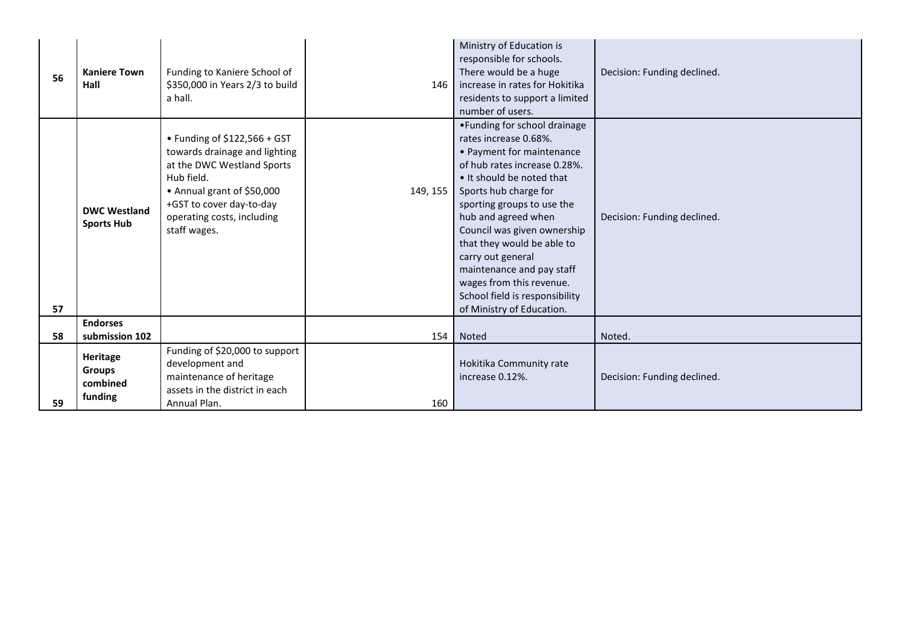| | | | | | |
|---|---|---|---|---|---|
| 56 | **Kaniere Town Hall** | Funding to Kaniere School of $350,000 in Years 2/3 to build a hall. | 146 | Ministry of Education is responsible for schools. There would be a huge increase in rates for Hokitika residents to support a limited number of users. | Decision: Funding declined. |
| 57 | **DWC Westland Sports Hub** | • Funding of $122,566 + GST towards drainage and lighting at the DWC Westland Sports Hub field.<br>• Annual grant of $50,000 +GST to cover day-to-day operating costs, including staff wages. | 149, 155 | •Funding for school drainage rates increase 0.68%.<br>• Payment for maintenance of hub rates increase 0.28%.<br>• It should be noted that Sports hub charge for sporting groups to use the hub and agreed when Council was given ownership that they would be able to carry out general maintenance and pay staff wages from this revenue. School field is responsibility of Ministry of Education. | Decision: Funding declined. |
| 58 | **Endorses submission 102** | | 154 | Noted | Noted. |
| 59 | **Heritage Groups combined funding** | Funding of $20,000 to support development and maintenance of heritage assets in the district in each Annual Plan. | 160 | Hokitika Community rate increase 0.12%. | Decision: Funding declined. |